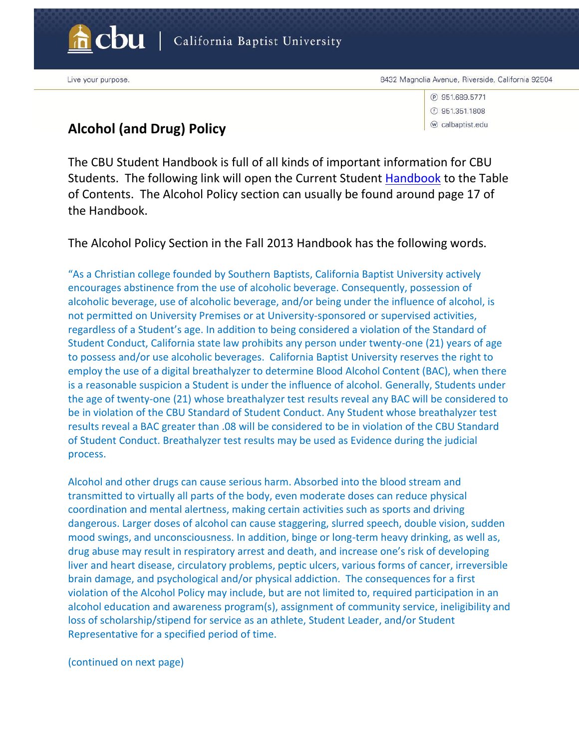cbu | California Baptist University

Live your purpose.

8432 Magnolia Avenue, Riverside, California 92504

ⓟ 951.689.5771
ⓕ 951.351.1808
ⓦ calbaptist.edu

## Alcohol (and Drug) Policy

The CBU Student Handbook is full of all kinds of important information for CBU Students. The following link will open the Current Student Handbook to the Table of Contents. The Alcohol Policy section can usually be found around page 17 of the Handbook.

The Alcohol Policy Section in the Fall 2013 Handbook has the following words.

"As a Christian college founded by Southern Baptists, California Baptist University actively encourages abstinence from the use of alcoholic beverage. Consequently, possession of alcoholic beverage, use of alcoholic beverage, and/or being under the influence of alcohol, is not permitted on University Premises or at University-sponsored or supervised activities, regardless of a Student's age. In addition to being considered a violation of the Standard of Student Conduct, California state law prohibits any person under twenty-one (21) years of age to possess and/or use alcoholic beverages. California Baptist University reserves the right to employ the use of a digital breathalyzer to determine Blood Alcohol Content (BAC), when there is a reasonable suspicion a Student is under the influence of alcohol. Generally, Students under the age of twenty-one (21) whose breathalyzer test results reveal any BAC will be considered to be in violation of the CBU Standard of Student Conduct. Any Student whose breathalyzer test results reveal a BAC greater than .08 will be considered to be in violation of the CBU Standard of Student Conduct. Breathalyzer test results may be used as Evidence during the judicial process.

Alcohol and other drugs can cause serious harm. Absorbed into the blood stream and transmitted to virtually all parts of the body, even moderate doses can reduce physical coordination and mental alertness, making certain activities such as sports and driving dangerous. Larger doses of alcohol can cause staggering, slurred speech, double vision, sudden mood swings, and unconsciousness. In addition, binge or long-term heavy drinking, as well as, drug abuse may result in respiratory arrest and death, and increase one's risk of developing liver and heart disease, circulatory problems, peptic ulcers, various forms of cancer, irreversible brain damage, and psychological and/or physical addiction. The consequences for a first violation of the Alcohol Policy may include, but are not limited to, required participation in an alcohol education and awareness program(s), assignment of community service, ineligibility and loss of scholarship/stipend for service as an athlete, Student Leader, and/or Student Representative for a specified period of time.

(continued on next page)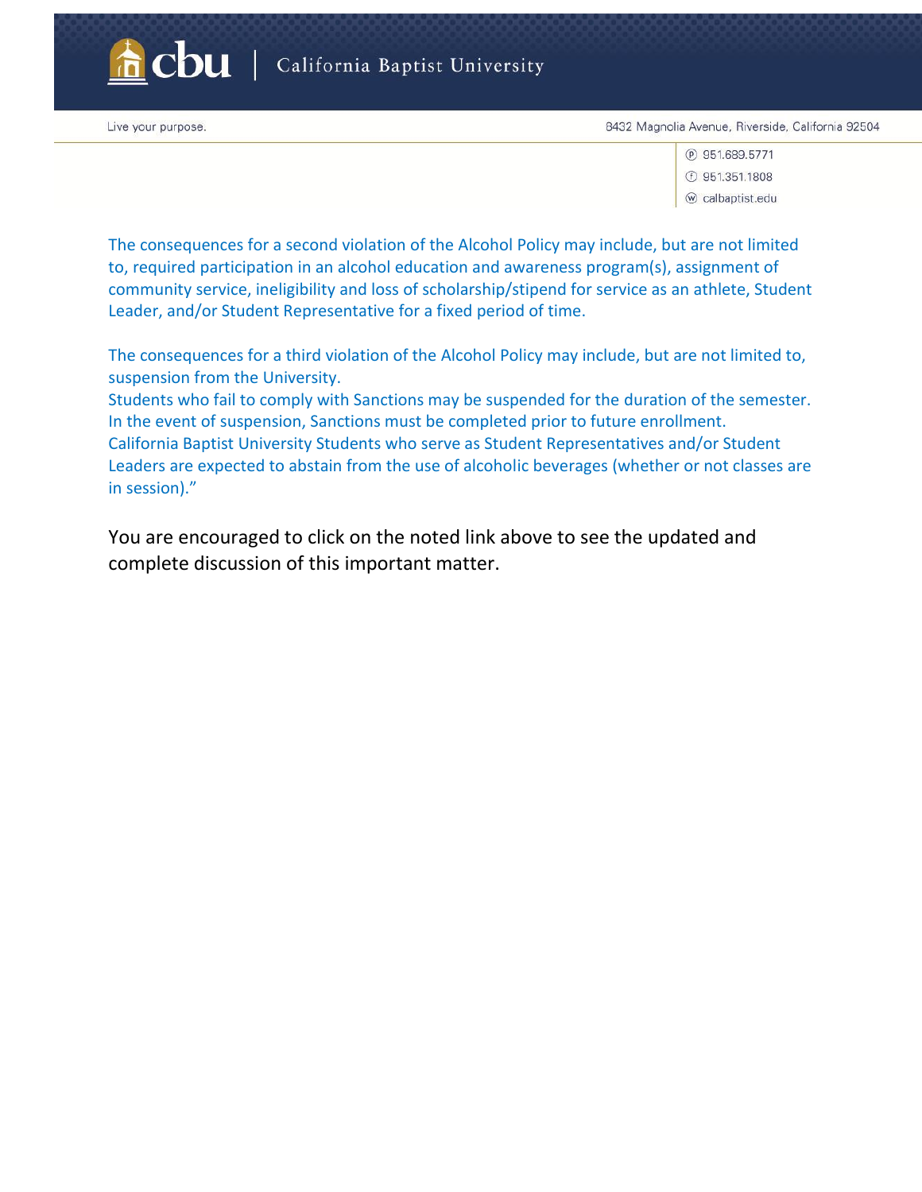The consequences for a second violation of the Alcohol Policy may include, but are not limited to, required participation in an alcohol education and awareness program(s), assignment of community service, ineligibility and loss of scholarship/stipend for service as an athlete, Student Leader, and/or Student Representative for a fixed period of time.

The consequences for a third violation of the Alcohol Policy may include, but are not limited to, suspension from the University.
Students who fail to comply with Sanctions may be suspended for the duration of the semester. In the event of suspension, Sanctions must be completed prior to future enrollment.
California Baptist University Students who serve as Student Representatives and/or Student Leaders are expected to abstain from the use of alcoholic beverages (whether or not classes are in session)."

You are encouraged to click on the noted link above to see the updated and complete discussion of this important matter.